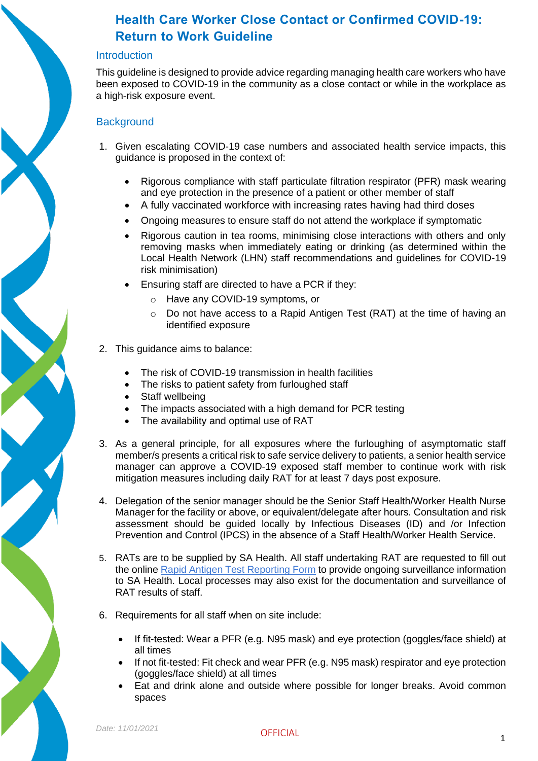# Health Care Worker Close Contact or Confirmed COVID-19: Return to Work Guideline

## Introduction

This guideline is designed to provide advice regarding managing health care workers who have been exposed to COVID-19 in the community as a close contact or while in the workplace as a high-risk exposure event.

## Background

1. Given escalating COVID-19 case numbers and associated health service impacts, this guidance is proposed in the context of:

   - Rigorous compliance with staff particulate filtration respirator (PFR) mask wearing and eye protection in the presence of a patient or other member of staff
   - A fully vaccinated workforce with increasing rates having had third doses
   - Ongoing measures to ensure staff do not attend the workplace if symptomatic
   - Rigorous caution in tea rooms, minimising close interactions with others and only removing masks when immediately eating or drinking (as determined within the Local Health Network (LHN) staff recommendations and guidelines for COVID-19 risk minimisation)
   - Ensuring staff are directed to have a PCR if they:
     - Have any COVID-19 symptoms, or
     - Do not have access to a Rapid Antigen Test (RAT) at the time of having an identified exposure

2. This guidance aims to balance:

   - The risk of COVID-19 transmission in health facilities
   - The risks to patient safety from furloughed staff
   - Staff wellbeing
   - The impacts associated with a high demand for PCR testing
   - The availability and optimal use of RAT

3. As a general principle, for all exposures where the furloughing of asymptomatic staff member/s presents a critical risk to safe service delivery to patients, a senior health service manager can approve a COVID-19 exposed staff member to continue work with risk mitigation measures including daily RAT for at least 7 days post exposure.

4. Delegation of the senior manager should be the Senior Staff Health/Worker Health Nurse Manager for the facility or above, or equivalent/delegate after hours. Consultation and risk assessment should be guided locally by Infectious Diseases (ID) and /or Infection Prevention and Control (IPCS) in the absence of a Staff Health/Worker Health Service.

5. RATs are to be supplied by SA Health. All staff undertaking RAT are requested to fill out the online Rapid Antigen Test Reporting Form to provide ongoing surveillance information to SA Health. Local processes may also exist for the documentation and surveillance of RAT results of staff.

6. Requirements for all staff when on site include:

   - If fit-tested: Wear a PFR (e.g. N95 mask) and eye protection (goggles/face shield) at all times
   - If not fit-tested: Fit check and wear PFR (e.g. N95 mask) respirator and eye protection (goggles/face shield) at all times
   - Eat and drink alone and outside where possible for longer breaks. Avoid common spaces

*Date: 11/01/2021*

OFFICIAL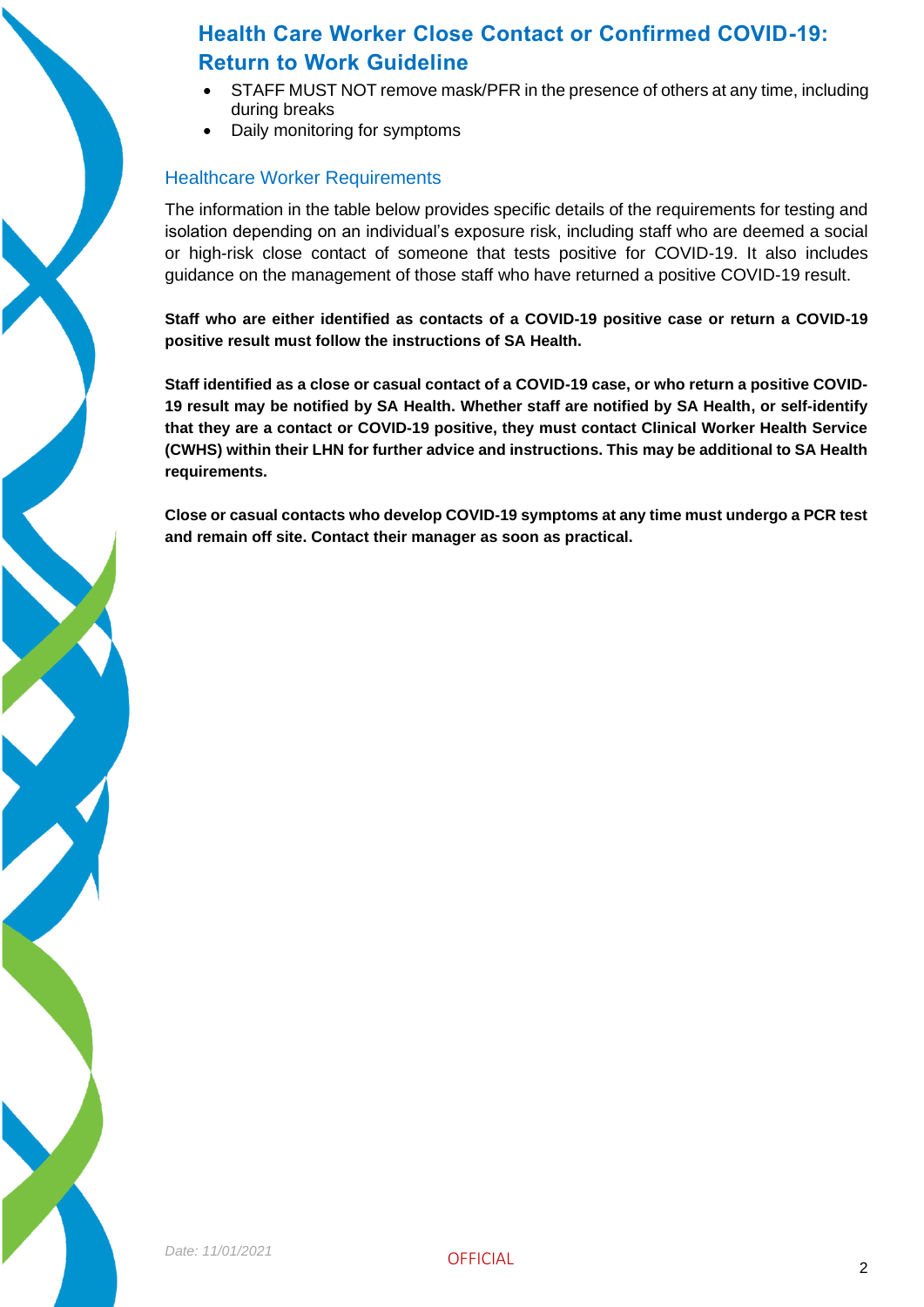- STAFF MUST NOT remove mask/PFR in the presence of others at any time, including during breaks
- Daily monitoring for symptoms

## Healthcare Worker Requirements

The information in the table below provides specific details of the requirements for testing and isolation depending on an individual's exposure risk, including staff who are deemed a social or high-risk close contact of someone that tests positive for COVID-19. It also includes guidance on the management of those staff who have returned a positive COVID-19 result.

**Staff who are either identified as contacts of a COVID-19 positive case or return a COVID-19 positive result must follow the instructions of SA Health.**

**Staff identified as a close or casual contact of a COVID-19 case, or who return a positive COVID-19 result may be notified by SA Health. Whether staff are notified by SA Health, or self-identify that they are a contact or COVID-19 positive, they must contact Clinical Worker Health Service (CWHS) within their LHN for further advice and instructions. This may be additional to SA Health requirements.**

**Close or casual contacts who develop COVID-19 symptoms at any time must undergo a PCR test and remain off site. Contact their manager as soon as practical.**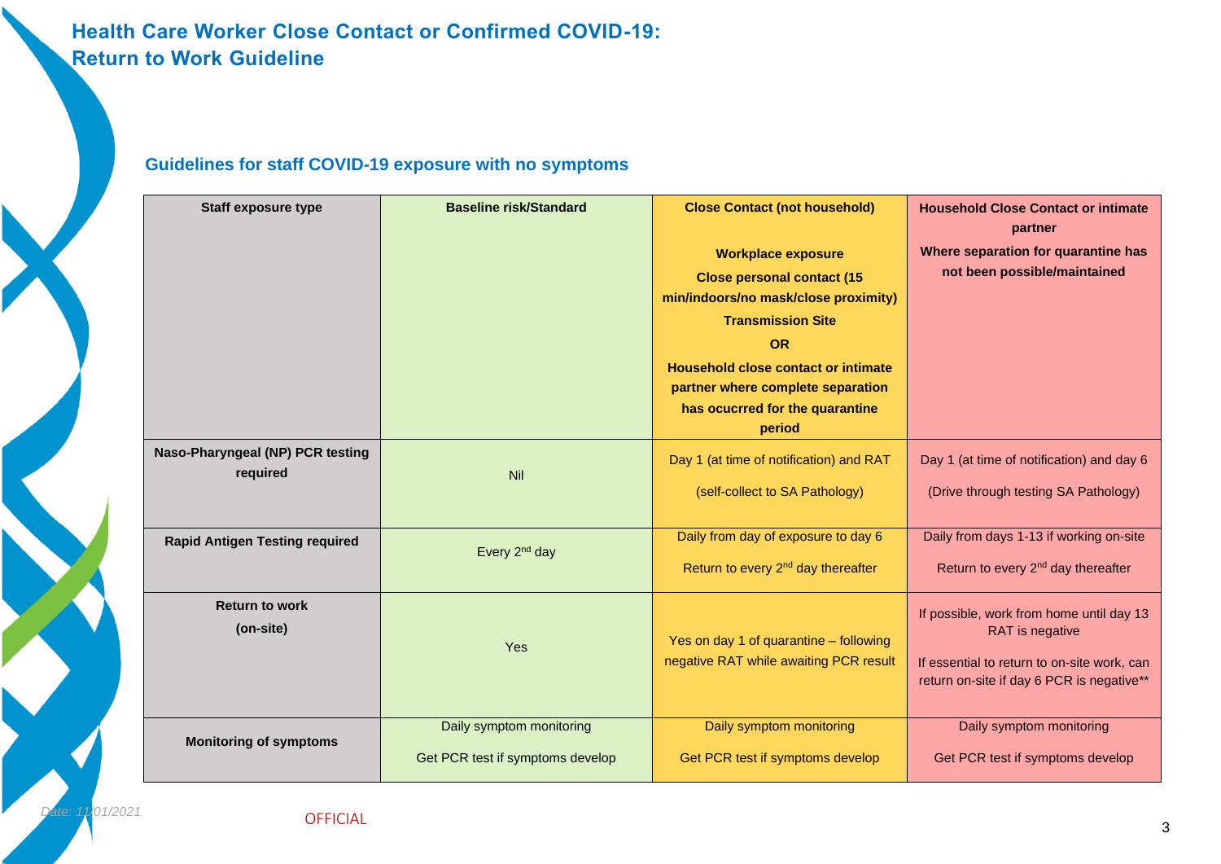# Health Care Worker Close Contact or Confirmed COVID-19: Return to Work Guideline

## Guidelines for staff COVID-19 exposure with no symptoms

| Staff exposure type | Baseline risk/Standard | Close Contact (not household)<br><br>Workplace exposure<br>Close personal contact (15 min/indoors/no mask/close proximity)<br>Transmission Site<br>OR<br>Household close contact or intimate partner where complete separation has ocucrred for the quarantine period | Household Close Contact or intimate partner<br>Where separation for quarantine has not been possible/maintained |
|---|---|---|---|
| **Naso-Pharyngeal (NP) PCR testing required** | Nil | Day 1 (at time of notification) and RAT<br><br>(self-collect to SA Pathology) | Day 1 (at time of notification) and day 6<br><br>(Drive through testing SA Pathology) |
| **Rapid Antigen Testing required** | Every 2nd day | Daily from day of exposure to day 6<br><br>Return to every 2nd day thereafter | Daily from days 1-13 if working on-site<br><br>Return to every 2nd day thereafter |
| **Return to work (on-site)** | Yes | Yes on day 1 of quarantine – following negative RAT while awaiting PCR result | If possible, work from home until day 13 RAT is negative<br><br>If essential to return to on-site work, can return on-site if day 6 PCR is negative** |
| **Monitoring of symptoms** | Daily symptom monitoring<br><br>Get PCR test if symptoms develop | Daily symptom monitoring<br><br>Get PCR test if symptoms develop | Daily symptom monitoring<br><br>Get PCR test if symptoms develop |

*Date: 11/01/2021*

OFFICIAL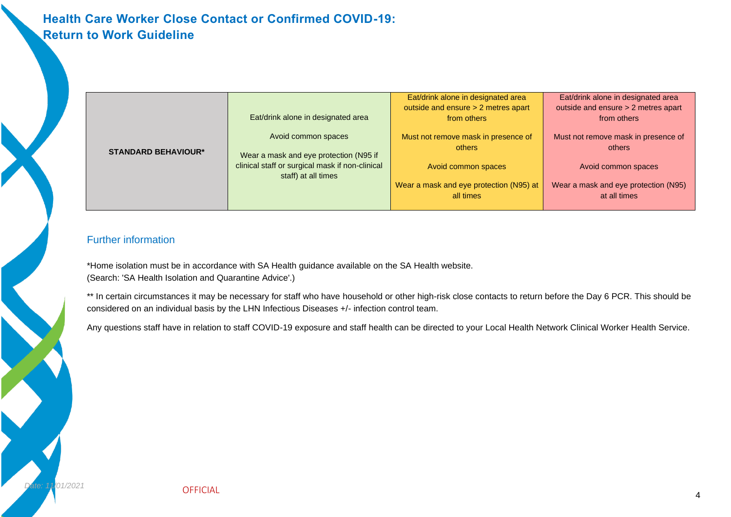# Health Care Worker Close Contact or Confirmed COVID-19: Return to Work Guideline

| | | | |
|---|---|---|---|
| **STANDARD BEHAVIOUR*** | Eat/drink alone in designated area<br><br>Avoid common spaces<br><br>Wear a mask and eye protection (N95 if clinical staff or surgical mask if non-clinical staff) at all times | Eat/drink alone in designated area outside and ensure > 2 metres apart from others<br><br>Must not remove mask in presence of others<br><br>Avoid common spaces<br><br>Wear a mask and eye protection (N95) at all times | Eat/drink alone in designated area outside and ensure > 2 metres apart from others<br><br>Must not remove mask in presence of others<br><br>Avoid common spaces<br><br>Wear a mask and eye protection (N95) at all times |

## Further information

*Home isolation must be in accordance with SA Health guidance available on the SA Health website.
(Search: 'SA Health Isolation and Quarantine Advice'.)

** In certain circumstances it may be necessary for staff who have household or other high-risk close contacts to return before the Day 6 PCR. This should be considered on an individual basis by the LHN Infectious Diseases +/- infection control team.

Any questions staff have in relation to staff COVID-19 exposure and staff health can be directed to your Local Health Network Clinical Worker Health Service.

Date: 11/01/2021

OFFICIAL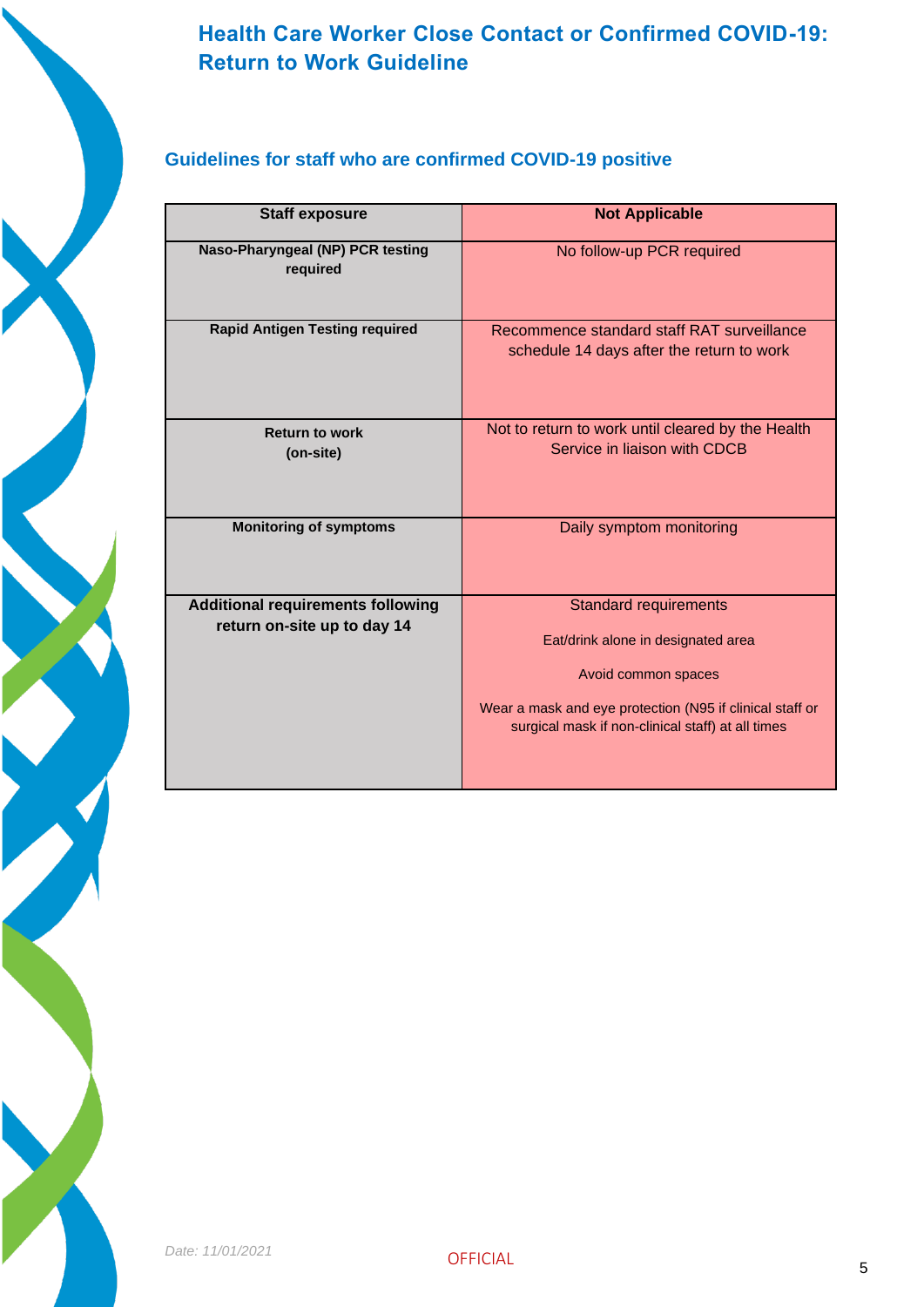## Guidelines for staff who are confirmed COVID-19 positive

| Staff exposure | Not Applicable |
|---|---|
| Naso-Pharyngeal (NP) PCR testing required | No follow-up PCR required |
| Rapid Antigen Testing required | Recommence standard staff RAT surveillance schedule 14 days after the return to work |
| Return to work (on-site) | Not to return to work until cleared by the Health Service in liaison with CDCB |
| Monitoring of symptoms | Daily symptom monitoring |
| Additional requirements following return on-site up to day 14 | Standard requirements<br><br>Eat/drink alone in designated area<br><br>Avoid common spaces<br><br>Wear a mask and eye protection (N95 if clinical staff or surgical mask if non-clinical staff) at all times |